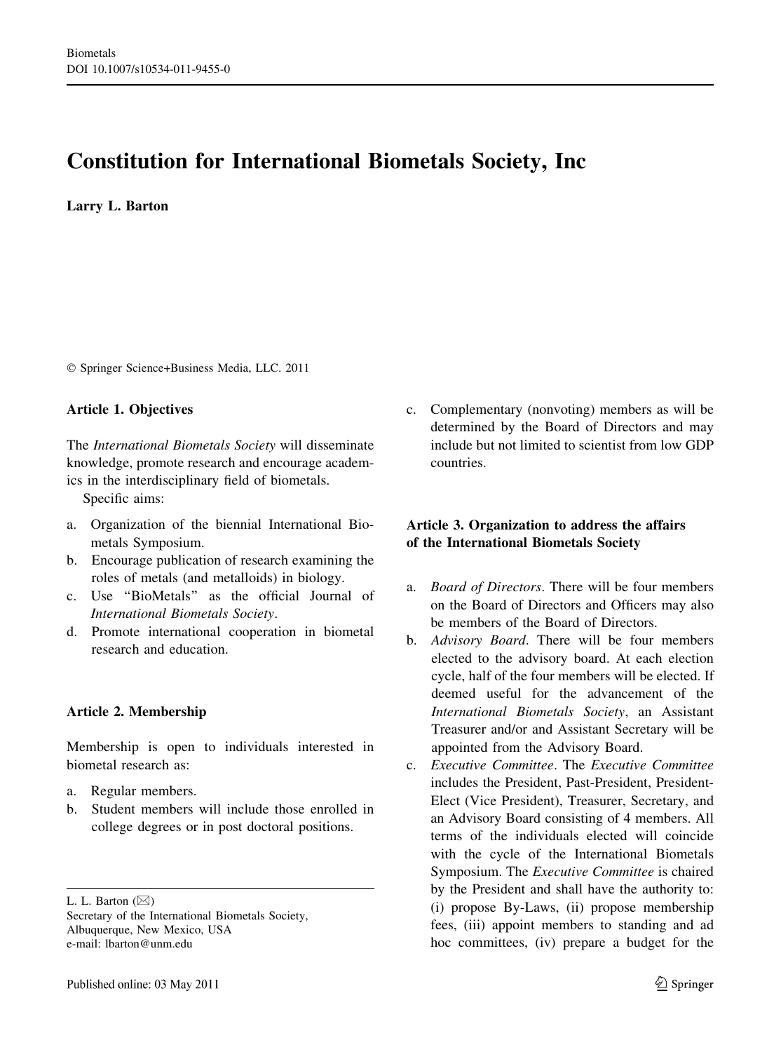# Constitution for International Biometals Society, Inc

**Larry L. Barton**

© Springer Science+Business Media, LLC. 2011

L. L. Barton (✉)
Secretary of the International Biometals Society,
Albuquerque, New Mexico, USA
e-mail: lbarton@unm.edu

Published online: 03 May 2011

### Article 1. Objectives

The *International Biometals Society* will disseminate knowledge, promote research and encourage academics in the interdisciplinary field of biometals.

Specific aims:

a. Organization of the biennial International Biometals Symposium.
b. Encourage publication of research examining the roles of metals (and metalloids) in biology.
c. Use "BioMetals" as the official Journal of *International Biometals Society*.
d. Promote international cooperation in biometal research and education.

### Article 2. Membership

Membership is open to individuals interested in biometal research as:

a. Regular members.
b. Student members will include those enrolled in college degrees or in post doctoral positions.
c. Complementary (nonvoting) members as will be determined by the Board of Directors and may include but not limited to scientist from low GDP countries.

### Article 3. Organization to address the affairs of the International Biometals Society

a. *Board of Directors*. There will be four members on the Board of Directors and Officers may also be members of the Board of Directors.
b. *Advisory Board*. There will be four members elected to the advisory board. At each election cycle, half of the four members will be elected. If deemed useful for the advancement of the *International Biometals Society*, an Assistant Treasurer and/or and Assistant Secretary will be appointed from the Advisory Board.
c. *Executive Committee*. The *Executive Committee* includes the President, Past-President, President-Elect (Vice President), Treasurer, Secretary, and an Advisory Board consisting of 4 members. All terms of the individuals elected will coincide with the cycle of the International Biometals Symposium. The *Executive Committee* is chaired by the President and shall have the authority to: (i) propose By-Laws, (ii) propose membership fees, (iii) appoint members to standing and ad hoc committees, (iv) prepare a budget for the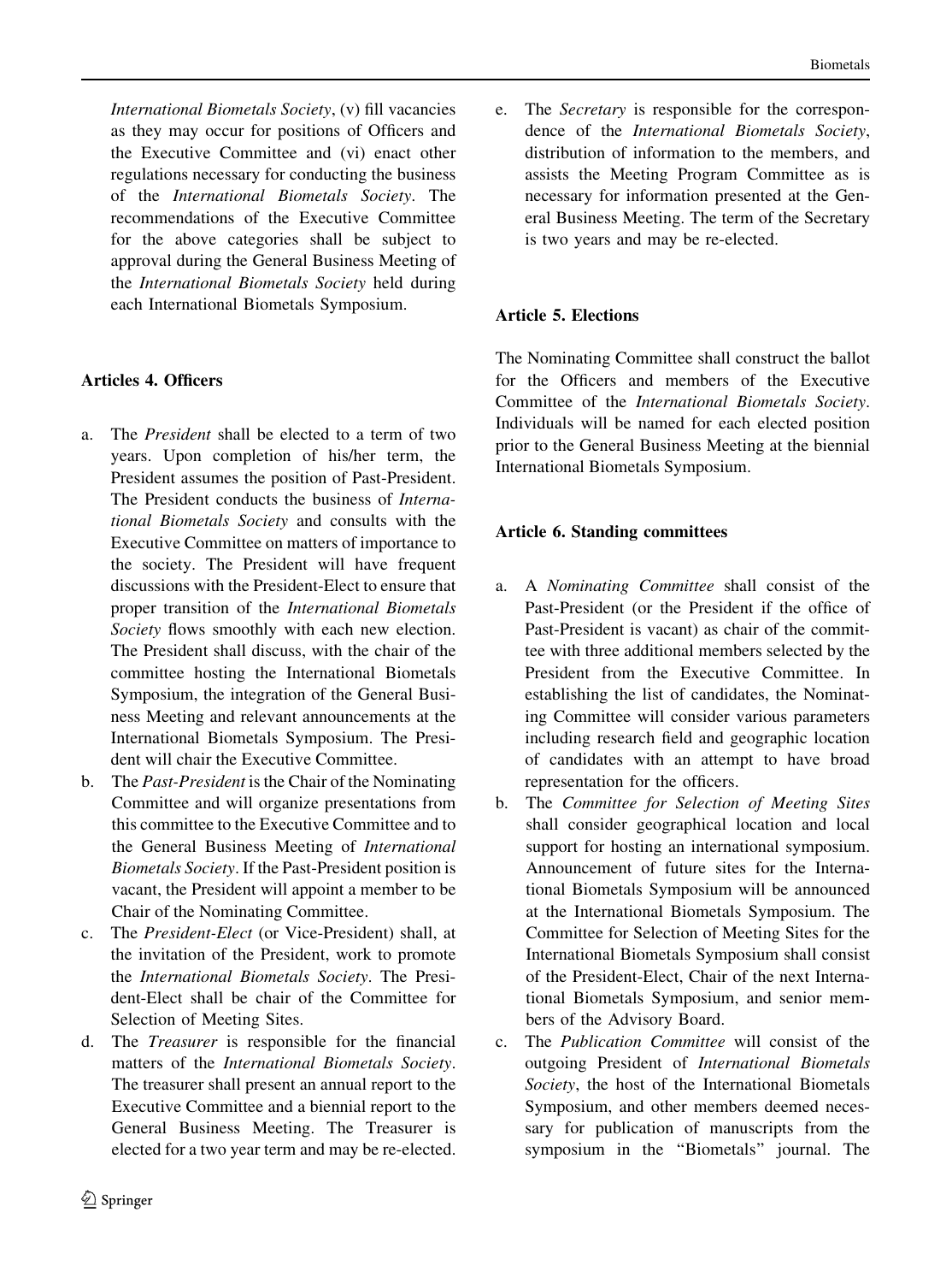*International Biometals Society*, (v) fill vacancies as they may occur for positions of Officers and the Executive Committee and (vi) enact other regulations necessary for conducting the business of the *International Biometals Society*. The recommendations of the Executive Committee for the above categories shall be subject to approval during the General Business Meeting of the *International Biometals Society* held during each International Biometals Symposium.

## Articles 4. Officers

a. The *President* shall be elected to a term of two years. Upon completion of his/her term, the President assumes the position of Past-President. The President conducts the business of *International Biometals Society* and consults with the Executive Committee on matters of importance to the society. The President will have frequent discussions with the President-Elect to ensure that proper transition of the *International Biometals Society* flows smoothly with each new election. The President shall discuss, with the chair of the committee hosting the International Biometals Symposium, the integration of the General Business Meeting and relevant announcements at the International Biometals Symposium. The President will chair the Executive Committee.
b. The *Past-President* is the Chair of the Nominating Committee and will organize presentations from this committee to the Executive Committee and to the General Business Meeting of *International Biometals Society*. If the Past-President position is vacant, the President will appoint a member to be Chair of the Nominating Committee.
c. The *President-Elect* (or Vice-President) shall, at the invitation of the President, work to promote the *International Biometals Society*. The President-Elect shall be chair of the Committee for Selection of Meeting Sites.
d. The *Treasurer* is responsible for the financial matters of the *International Biometals Society*. The treasurer shall present an annual report to the Executive Committee and a biennial report to the General Business Meeting. The Treasurer is elected for a two year term and may be re-elected.
e. The *Secretary* is responsible for the correspondence of the *International Biometals Society*, distribution of information to the members, and assists the Meeting Program Committee as is necessary for information presented at the General Business Meeting. The term of the Secretary is two years and may be re-elected.

## Article 5. Elections

The Nominating Committee shall construct the ballot for the Officers and members of the Executive Committee of the *International Biometals Society*. Individuals will be named for each elected position prior to the General Business Meeting at the biennial International Biometals Symposium.

## Article 6. Standing committees

a. A *Nominating Committee* shall consist of the Past-President (or the President if the office of Past-President is vacant) as chair of the committee with three additional members selected by the President from the Executive Committee. In establishing the list of candidates, the Nominating Committee will consider various parameters including research field and geographic location of candidates with an attempt to have broad representation for the officers.
b. The *Committee for Selection of Meeting Sites* shall consider geographical location and local support for hosting an international symposium. Announcement of future sites for the International Biometals Symposium will be announced at the International Biometals Symposium. The Committee for Selection of Meeting Sites for the International Biometals Symposium shall consist of the President-Elect, Chair of the next International Biometals Symposium, and senior members of the Advisory Board.
c. The *Publication Committee* will consist of the outgoing President of *International Biometals Society*, the host of the International Biometals Symposium, and other members deemed necessary for publication of manuscripts from the symposium in the "Biometals" journal. The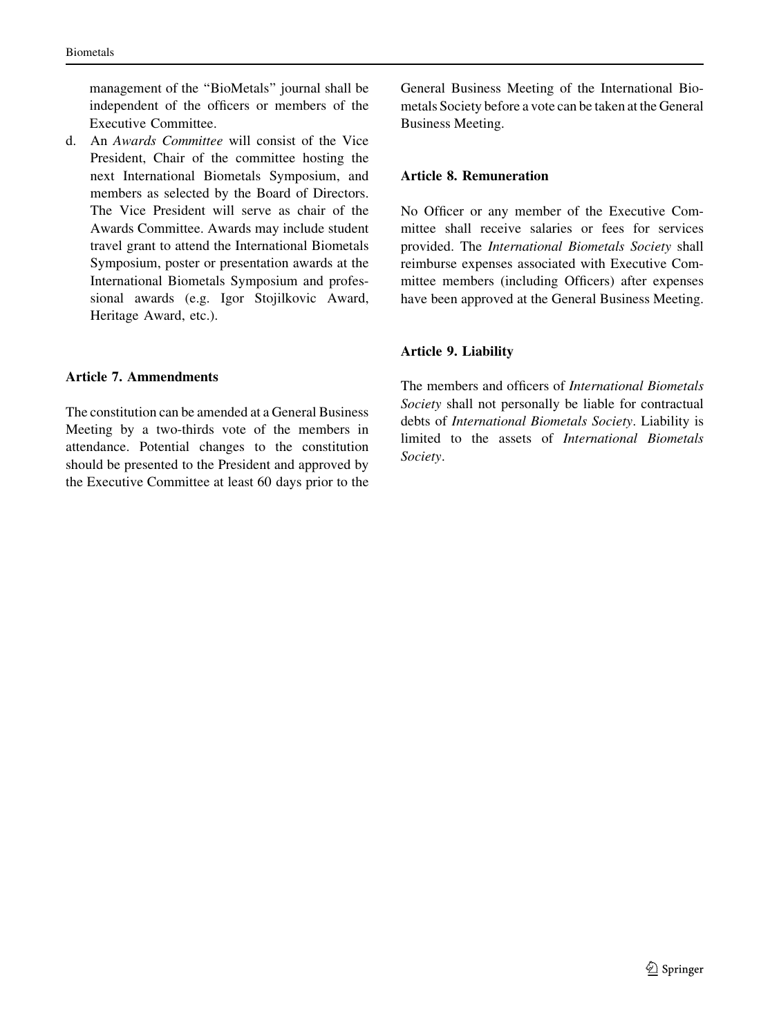management of the "BioMetals" journal shall be independent of the officers or members of the Executive Committee.

d. An *Awards Committee* will consist of the Vice President, Chair of the committee hosting the next International Biometals Symposium, and members as selected by the Board of Directors. The Vice President will serve as chair of the Awards Committee. Awards may include student travel grant to attend the International Biometals Symposium, poster or presentation awards at the International Biometals Symposium and professional awards (e.g. Igor Stojilkovic Award, Heritage Award, etc.).

## Article 7. Ammendments

The constitution can be amended at a General Business Meeting by a two-thirds vote of the members in attendance. Potential changes to the constitution should be presented to the President and approved by the Executive Committee at least 60 days prior to the General Business Meeting of the International Biometals Society before a vote can be taken at the General Business Meeting.

## Article 8. Remuneration

No Officer or any member of the Executive Committee shall receive salaries or fees for services provided. The *International Biometals Society* shall reimburse expenses associated with Executive Committee members (including Officers) after expenses have been approved at the General Business Meeting.

## Article 9. Liability

The members and officers of *International Biometals Society* shall not personally be liable for contractual debts of *International Biometals Society*. Liability is limited to the assets of *International Biometals Society*.